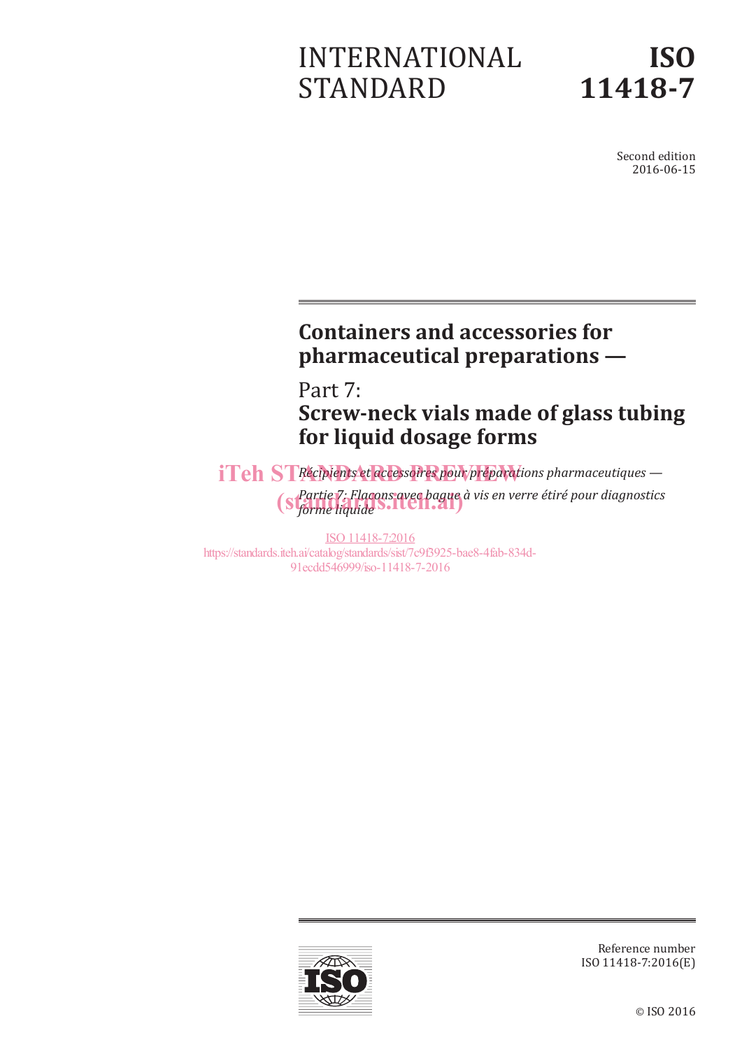# INTERNATIONAL STANDARD

# ISO 11418-7

Second edition
2016-06-15

## Containers and accessories for pharmaceutical preparations —

## Part 7: Screw-neck vials made of glass tubing for liquid dosage forms

*Récipients et accessoires pour préparations pharmaceutiques —*

*Partie 7: Flacons avec bague à vis en verre étiré pour diagnostics forme liquide*

iTeh STANDARD PREVIEW
(standards.iteh.ai)

ISO 11418-7:2016
https://standards.iteh.ai/catalog/standards/sist/7c9f3925-bae8-4fab-834d-91ecdd546999/iso-11418-7-2016

Reference number
ISO 11418-7:2016(E)

© ISO 2016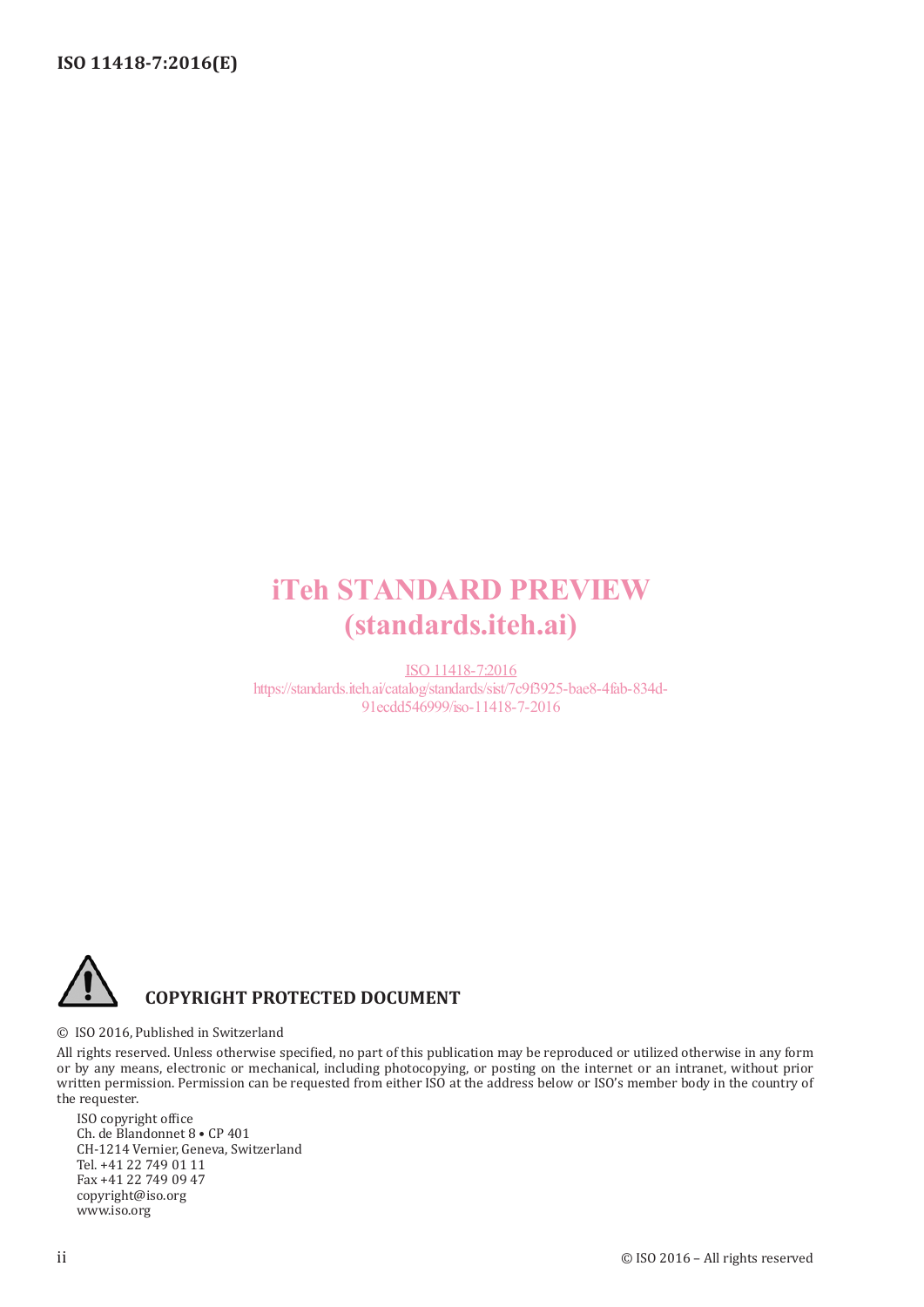iTeh STANDARD PREVIEW
(standards.iteh.ai)

ISO 11418-7:2016
https://standards.iteh.ai/catalog/standards/sist/7c9f3925-bae8-4fab-834d-91ecdd546999/iso-11418-7-2016

**COPYRIGHT PROTECTED DOCUMENT**

© ISO 2016, Published in Switzerland

All rights reserved. Unless otherwise specified, no part of this publication may be reproduced or utilized otherwise in any form or by any means, electronic or mechanical, including photocopying, or posting on the internet or an intranet, without prior written permission. Permission can be requested from either ISO at the address below or ISO's member body in the country of the requester.

ISO copyright office
Ch. de Blandonnet 8 • CP 401
CH-1214 Vernier, Geneva, Switzerland
Tel. +41 22 749 01 11
Fax +41 22 749 09 47
copyright@iso.org
www.iso.org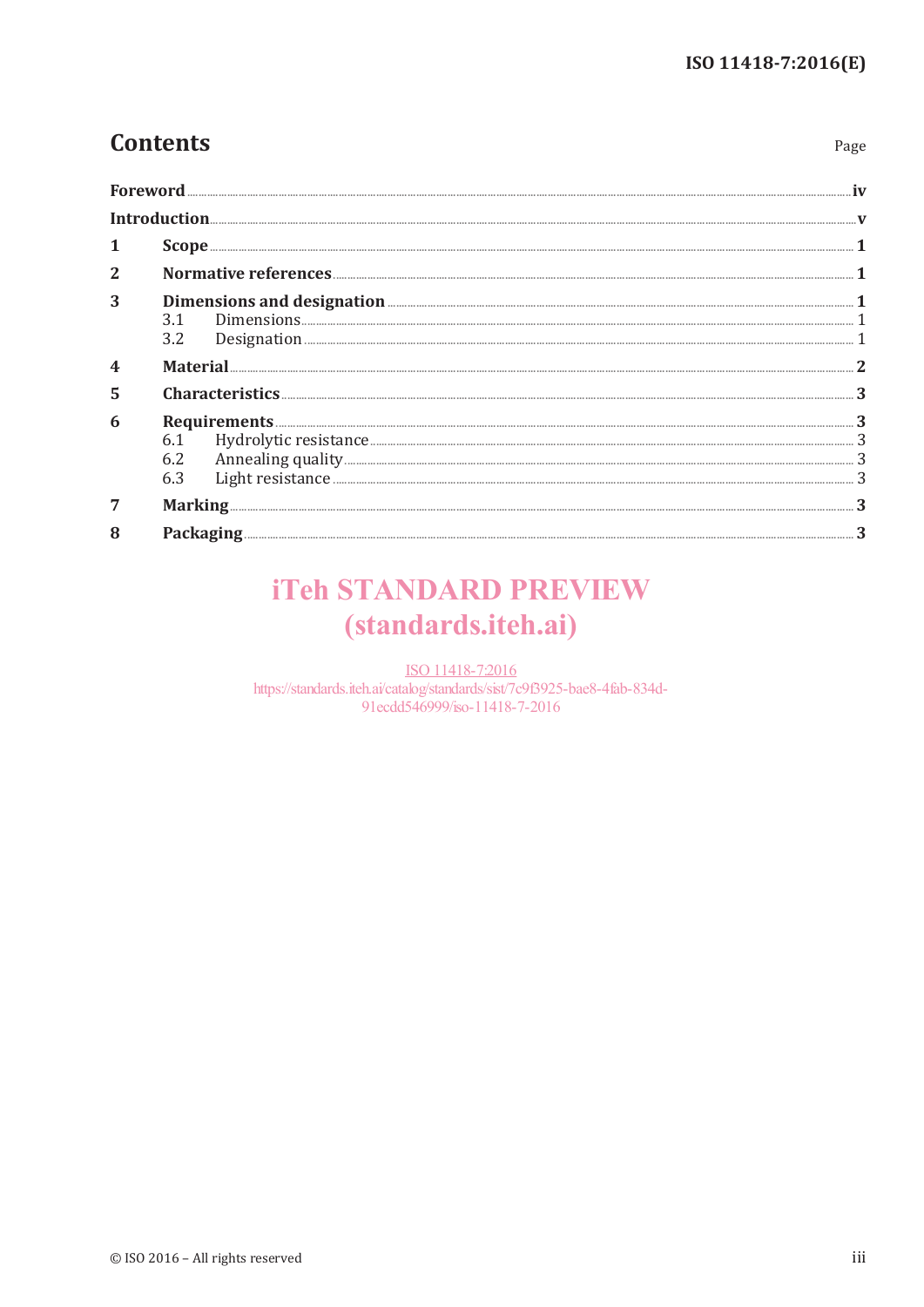## Contents

| | | Page |
|---|---|---|
| **Foreword** | | **iv** |
| **Introduction** | | **v** |
| **1** | **Scope** | **1** |
| **2** | **Normative references** | **1** |
| **3** | **Dimensions and designation** | **1** |
| | 3.1 Dimensions | 1 |
| | 3.2 Designation | 1 |
| **4** | **Material** | **2** |
| **5** | **Characteristics** | **3** |
| **6** | **Requirements** | **3** |
| | 6.1 Hydrolytic resistance | 3 |
| | 6.2 Annealing quality | 3 |
| | 6.3 Light resistance | 3 |
| **7** | **Marking** | **3** |
| **8** | **Packaging** | **3** |

iTeh STANDARD PREVIEW
(standards.iteh.ai)

ISO 11418-7:2016
https://standards.iteh.ai/catalog/standards/sist/7c9f3925-bae8-4fab-834d-91ecdd546999/iso-11418-7-2016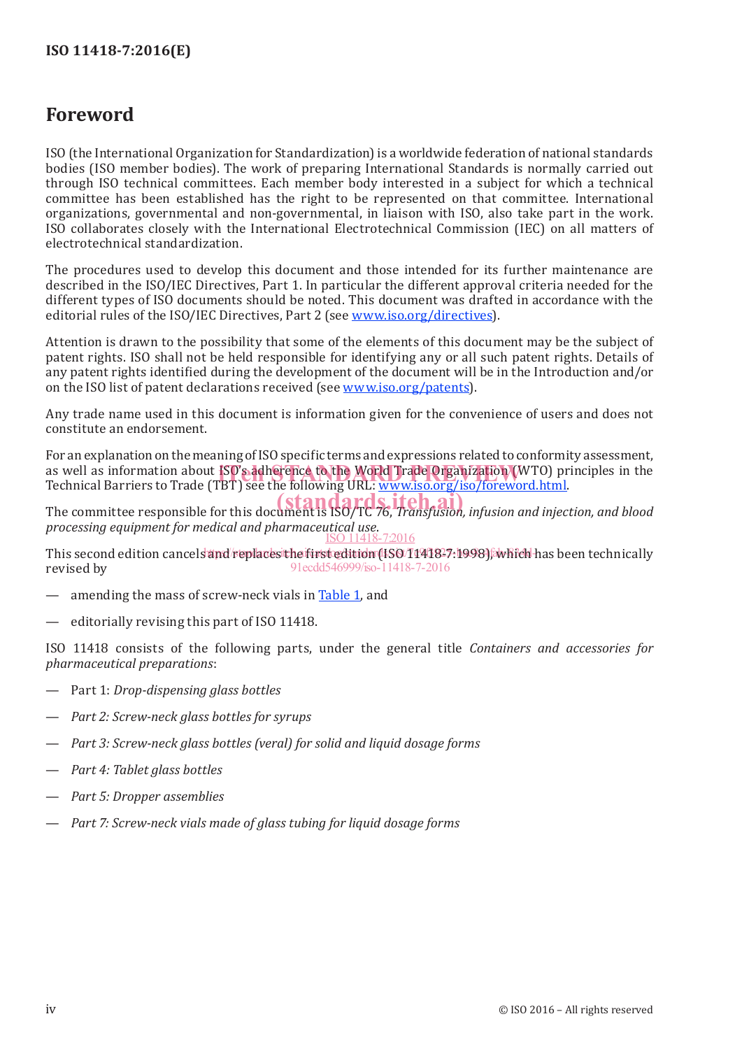# Foreword

ISO (the International Organization for Standardization) is a worldwide federation of national standards bodies (ISO member bodies). The work of preparing International Standards is normally carried out through ISO technical committees. Each member body interested in a subject for which a technical committee has been established has the right to be represented on that committee. International organizations, governmental and non-governmental, in liaison with ISO, also take part in the work. ISO collaborates closely with the International Electrotechnical Commission (IEC) on all matters of electrotechnical standardization.

The procedures used to develop this document and those intended for its further maintenance are described in the ISO/IEC Directives, Part 1. In particular the different approval criteria needed for the different types of ISO documents should be noted. This document was drafted in accordance with the editorial rules of the ISO/IEC Directives, Part 2 (see www.iso.org/directives).

Attention is drawn to the possibility that some of the elements of this document may be the subject of patent rights. ISO shall not be held responsible for identifying any or all such patent rights. Details of any patent rights identified during the development of the document will be in the Introduction and/or on the ISO list of patent declarations received (see www.iso.org/patents).

Any trade name used in this document is information given for the convenience of users and does not constitute an endorsement.

For an explanation on the meaning of ISO specific terms and expressions related to conformity assessment, as well as information about ISO's adherence to the World Trade Organization (WTO) principles in the Technical Barriers to Trade (TBT) see the following URL: www.iso.org/iso/foreword.html.

The committee responsible for this document is ISO/TC 76, *Transfusion, infusion and injection, and blood processing equipment for medical and pharmaceutical use*.

This second edition cancels and replaces the first edition (ISO 11418-7:1998), which has been technically revised by

— amending the mass of screw-neck vials in Table 1, and

— editorially revising this part of ISO 11418.

ISO 11418 consists of the following parts, under the general title *Containers and accessories for pharmaceutical preparations*:

— Part 1: *Drop-dispensing glass bottles*

— *Part 2: Screw-neck glass bottles for syrups*

— *Part 3: Screw-neck glass bottles (veral) for solid and liquid dosage forms*

— *Part 4: Tablet glass bottles*

— *Part 5: Dropper assemblies*

— *Part 7: Screw-neck vials made of glass tubing for liquid dosage forms*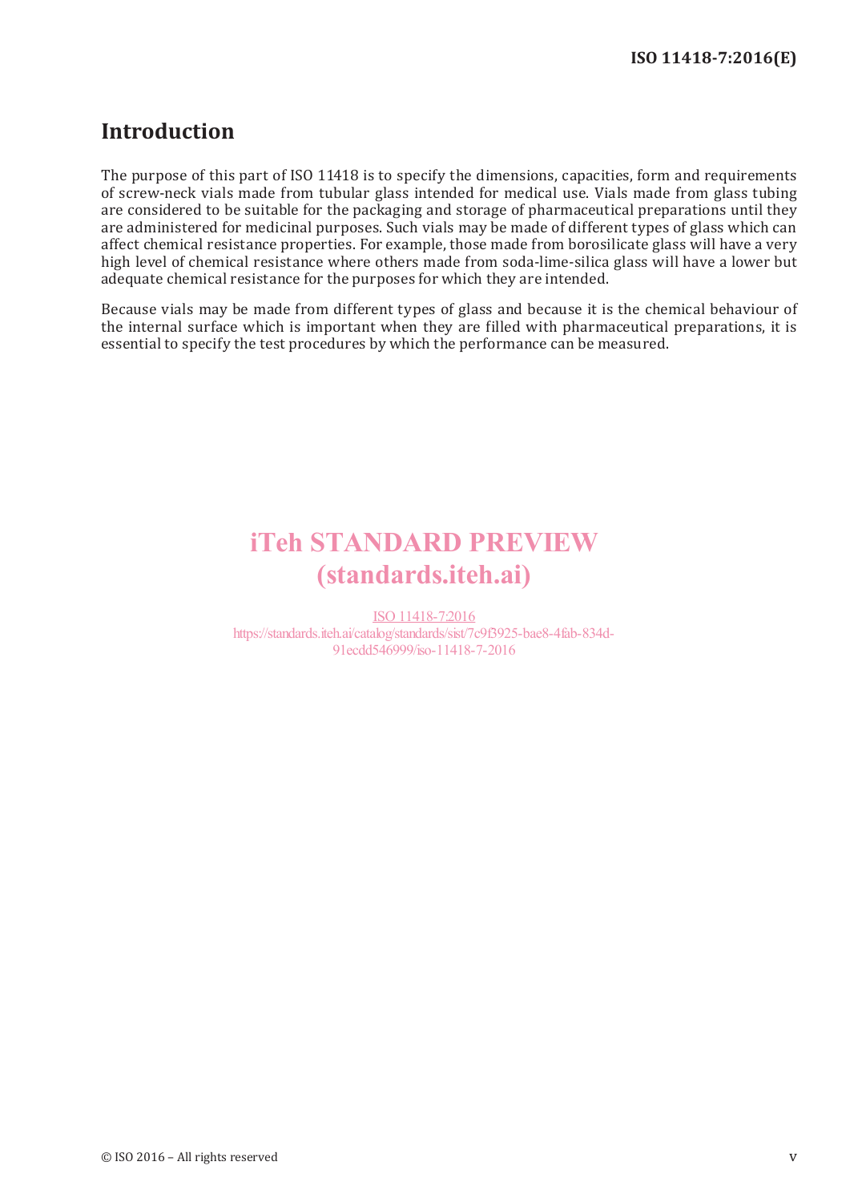## Introduction

The purpose of this part of ISO 11418 is to specify the dimensions, capacities, form and requirements of screw-neck vials made from tubular glass intended for medical use. Vials made from glass tubing are considered to be suitable for the packaging and storage of pharmaceutical preparations until they are administered for medicinal purposes. Such vials may be made of different types of glass which can affect chemical resistance properties. For example, those made from borosilicate glass will have a very high level of chemical resistance where others made from soda-lime-silica glass will have a lower but adequate chemical resistance for the purposes for which they are intended.

Because vials may be made from different types of glass and because it is the chemical behaviour of the internal surface which is important when they are filled with pharmaceutical preparations, it is essential to specify the test procedures by which the performance can be measured.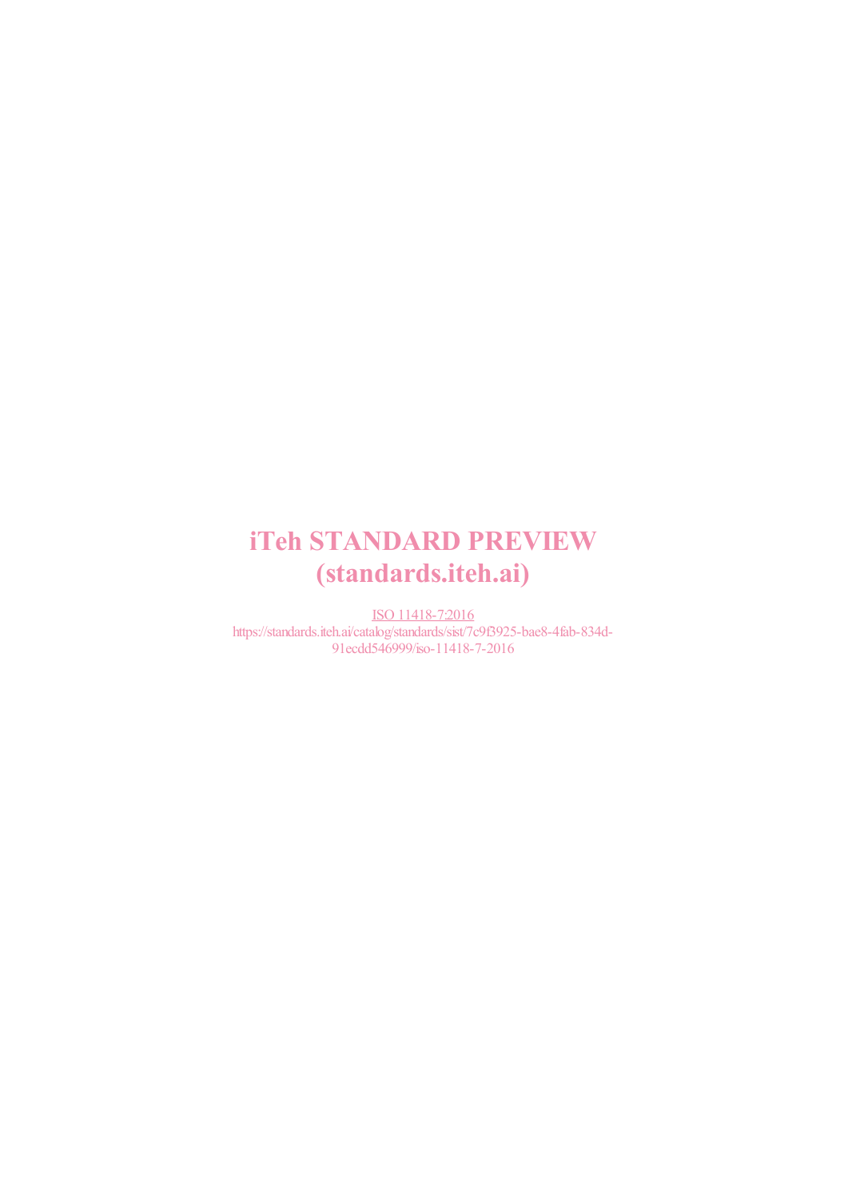iTeh STANDARD PREVIEW
(standards.iteh.ai)

ISO 11418-7:2016
https://standards.iteh.ai/catalog/standards/sist/7c9f3925-bae8-4fab-834d-91ecdd546999/iso-11418-7-2016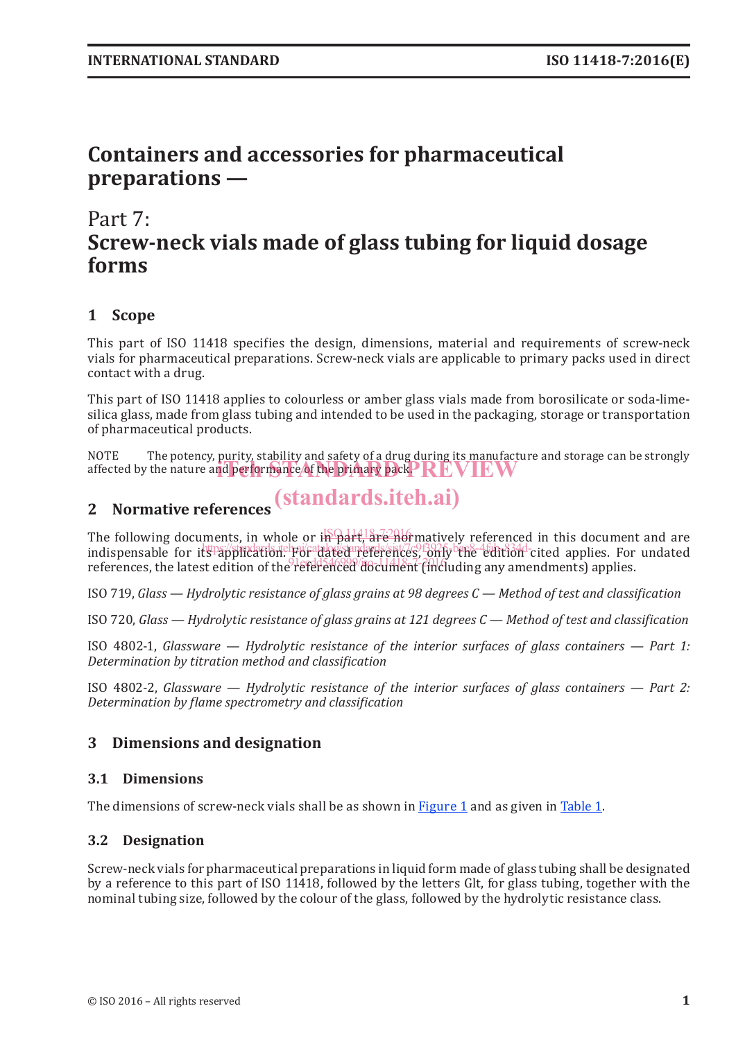# Containers and accessories for pharmaceutical preparations —

## Part 7:
## Screw-neck vials made of glass tubing for liquid dosage forms

## 1 Scope

This part of ISO 11418 specifies the design, dimensions, material and requirements of screw-neck vials for pharmaceutical preparations. Screw-neck vials are applicable to primary packs used in direct contact with a drug.

This part of ISO 11418 applies to colourless or amber glass vials made from borosilicate or soda-lime-silica glass, made from glass tubing and intended to be used in the packaging, storage or transportation of pharmaceutical products.

NOTE The potency, purity, stability and safety of a drug during its manufacture and storage can be strongly affected by the nature and performance of the primary pack.

## 2 Normative references

The following documents, in whole or in part, are normatively referenced in this document and are indispensable for its application. For dated references, only the edition cited applies. For undated references, the latest edition of the referenced document (including any amendments) applies.

ISO 719, *Glass — Hydrolytic resistance of glass grains at 98 degrees C — Method of test and classification*

ISO 720, *Glass — Hydrolytic resistance of glass grains at 121 degrees C — Method of test and classification*

ISO 4802-1, *Glassware — Hydrolytic resistance of the interior surfaces of glass containers — Part 1: Determination by titration method and classification*

ISO 4802-2, *Glassware — Hydrolytic resistance of the interior surfaces of glass containers — Part 2: Determination by flame spectrometry and classification*

## 3 Dimensions and designation

### 3.1 Dimensions

The dimensions of screw-neck vials shall be as shown in Figure 1 and as given in Table 1.

### 3.2 Designation

Screw-neck vials for pharmaceutical preparations in liquid form made of glass tubing shall be designated by a reference to this part of ISO 11418, followed by the letters Glt, for glass tubing, together with the nominal tubing size, followed by the colour of the glass, followed by the hydrolytic resistance class.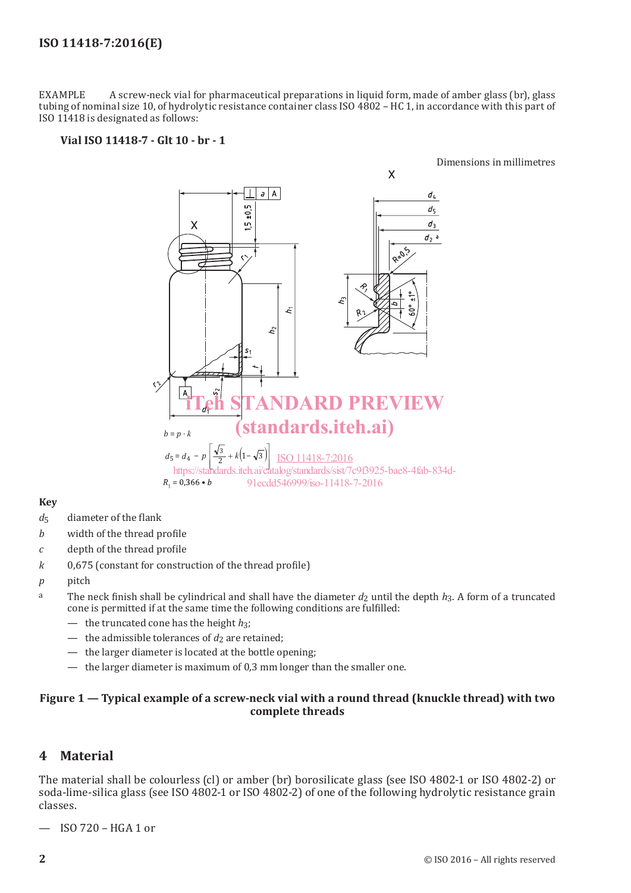EXAMPLE A screw-neck vial for pharmaceutical preparations in liquid form, made of amber glass (br), glass tubing of nominal size 10, of hydrolytic resistance container class ISO 4802 – HC 1, in accordance with this part of ISO 11418 is designated as follows:

**Vial ISO 11418-7 - Glt 10 - br - 1**

Dimensions in millimetres

$b = p \cdot k$

$$d_5 = d_4 - p\left[\frac{\sqrt{3}}{2} + k\left(1 - \sqrt{3}\right)\right]$$

$R_1 = 0{,}366 \cdot b$

**Key**

- $d_5$ diameter of the flank
- $b$ width of the thread profile
- $c$ depth of the thread profile
- $k$ 0,675 (constant for construction of the thread profile)
- $p$ pitch
- [a] The neck finish shall be cylindrical and shall have the diameter $d_2$ until the depth $h_3$. A form of a truncated cone is permitted if at the same time the following conditions are fulfilled:
  - the truncated cone has the height $h_3$;
  - the admissible tolerances of $d_2$ are retained;
  - the larger diameter is located at the bottle opening;
  - the larger diameter is maximum of 0,3 mm longer than the smaller one.

**Figure 1 — Typical example of a screw-neck vial with a round thread (knuckle thread) with two complete threads**

## 4 Material

The material shall be colourless (cl) or amber (br) borosilicate glass (see ISO 4802-1 or ISO 4802-2) or soda-lime-silica glass (see ISO 4802-1 or ISO 4802-2) of one of the following hydrolytic resistance grain classes.

— ISO 720 – HGA 1 or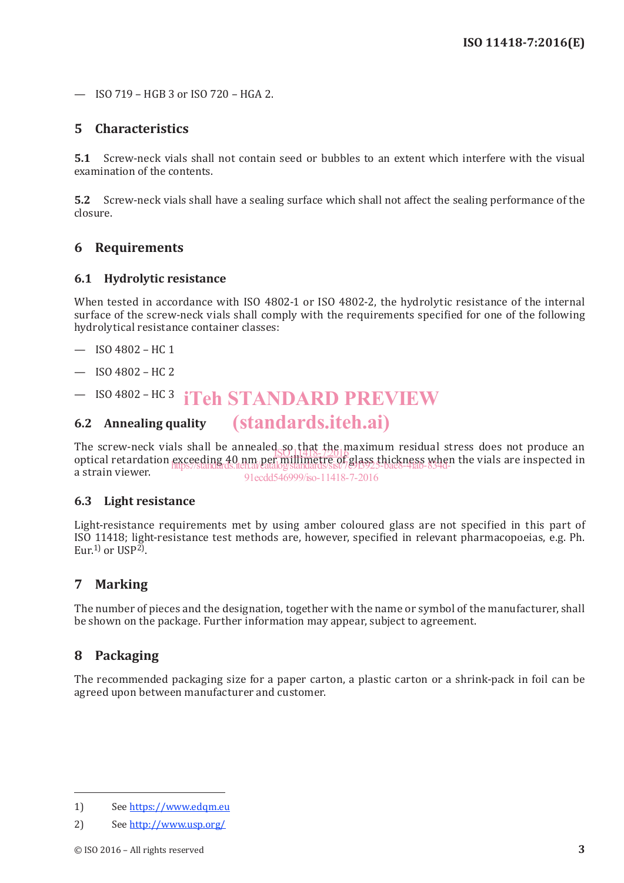— ISO 719 – HGB 3 or ISO 720 – HGA 2.

## 5 Characteristics

**5.1** Screw-neck vials shall not contain seed or bubbles to an extent which interfere with the visual examination of the contents.

**5.2** Screw-neck vials shall have a sealing surface which shall not affect the sealing performance of the closure.

## 6 Requirements

### 6.1 Hydrolytic resistance

When tested in accordance with ISO 4802-1 or ISO 4802-2, the hydrolytic resistance of the internal surface of the screw-neck vials shall comply with the requirements specified for one of the following hydrolytical resistance container classes:

— ISO 4802 – HC 1

— ISO 4802 – HC 2

— ISO 4802 – HC 3

### 6.2 Annealing quality

The screw-neck vials shall be annealed so that the maximum residual stress does not produce an optical retardation exceeding 40 nm per millimetre of glass thickness when the vials are inspected in a strain viewer.

### 6.3 Light resistance

Light-resistance requirements met by using amber coloured glass are not specified in this part of ISO 11418; light-resistance test methods are, however, specified in relevant pharmacopoeias, e.g. Ph. Eur.[1] or USP[2].

## 7 Marking

The number of pieces and the designation, together with the name or symbol of the manufacturer, shall be shown on the package. Further information may appear, subject to agreement.

## 8 Packaging

The recommended packaging size for a paper carton, a plastic carton or a shrink-pack in foil can be agreed upon between manufacturer and customer.

---

1) See https://www.edqm.eu

2) See http://www.usp.org/